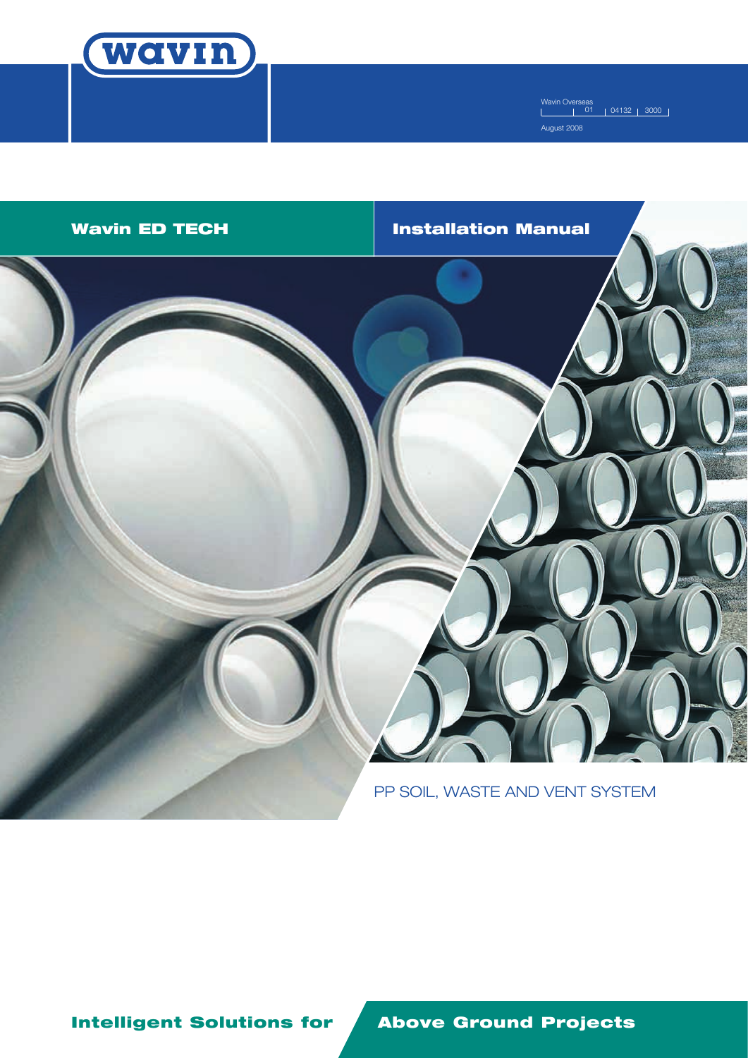wavin

Wavin Overseas | 01 | 04132 | 3000

August 2008

# Wavin ED TECH

# Installation Manual

PP SOIL, WASTE AND VENT SYSTEM

**Intelligent Solutions for Above Ground Projects**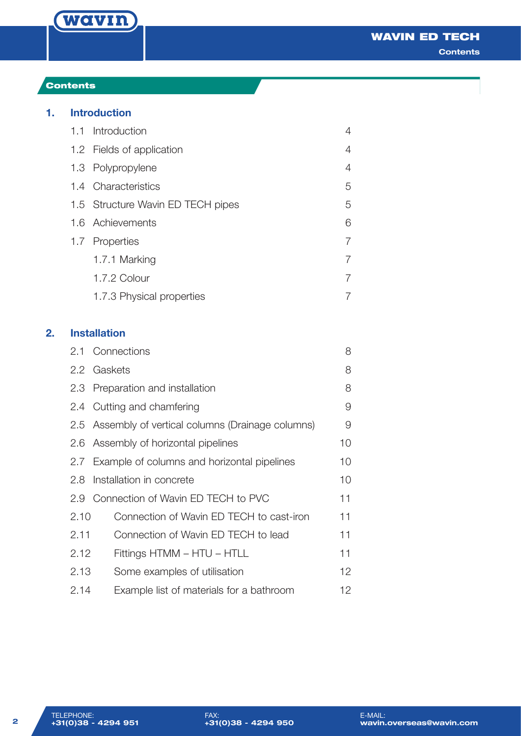## Contents

### 1. Introduction

| | | |
|---|---|---|
| 1.1 | Introduction | 4 |
| 1.2 | Fields of application | 4 |
| 1.3 | Polypropylene | 4 |
| 1.4 | Characteristics | 5 |
| 1.5 | Structure Wavin ED TECH pipes | 5 |
| 1.6 | Achievements | 6 |
| 1.7 | Properties | 7 |
| | 1.7.1 Marking | 7 |
| | 1.7.2 Colour | 7 |
| | 1.7.3 Physical properties | 7 |

### 2. Installation

| | | |
|---|---|---|
| 2.1 | Connections | 8 |
| 2.2 | Gaskets | 8 |
| 2.3 | Preparation and installation | 8 |
| 2.4 | Cutting and chamfering | 9 |
| 2.5 | Assembly of vertical columns (Drainage columns) | 9 |
| 2.6 | Assembly of horizontal pipelines | 10 |
| 2.7 | Example of columns and horizontal pipelines | 10 |
| 2.8 | Installation in concrete | 10 |
| 2.9 | Connection of Wavin ED TECH to PVC | 11 |
| 2.10 | Connection of Wavin ED TECH to cast-iron | 11 |
| 2.11 | Connection of Wavin ED TECH to lead | 11 |
| 2.12 | Fittings HTMM – HTU – HTLL | 11 |
| 2.13 | Some examples of utilisation | 12 |
| 2.14 | Example list of materials for a bathroom | 12 |

TELEPHONE: **+31(0)38 - 4294 951** FAX: **+31(0)38 - 4294 950** E-MAIL: **wavin.overseas@wavin.com**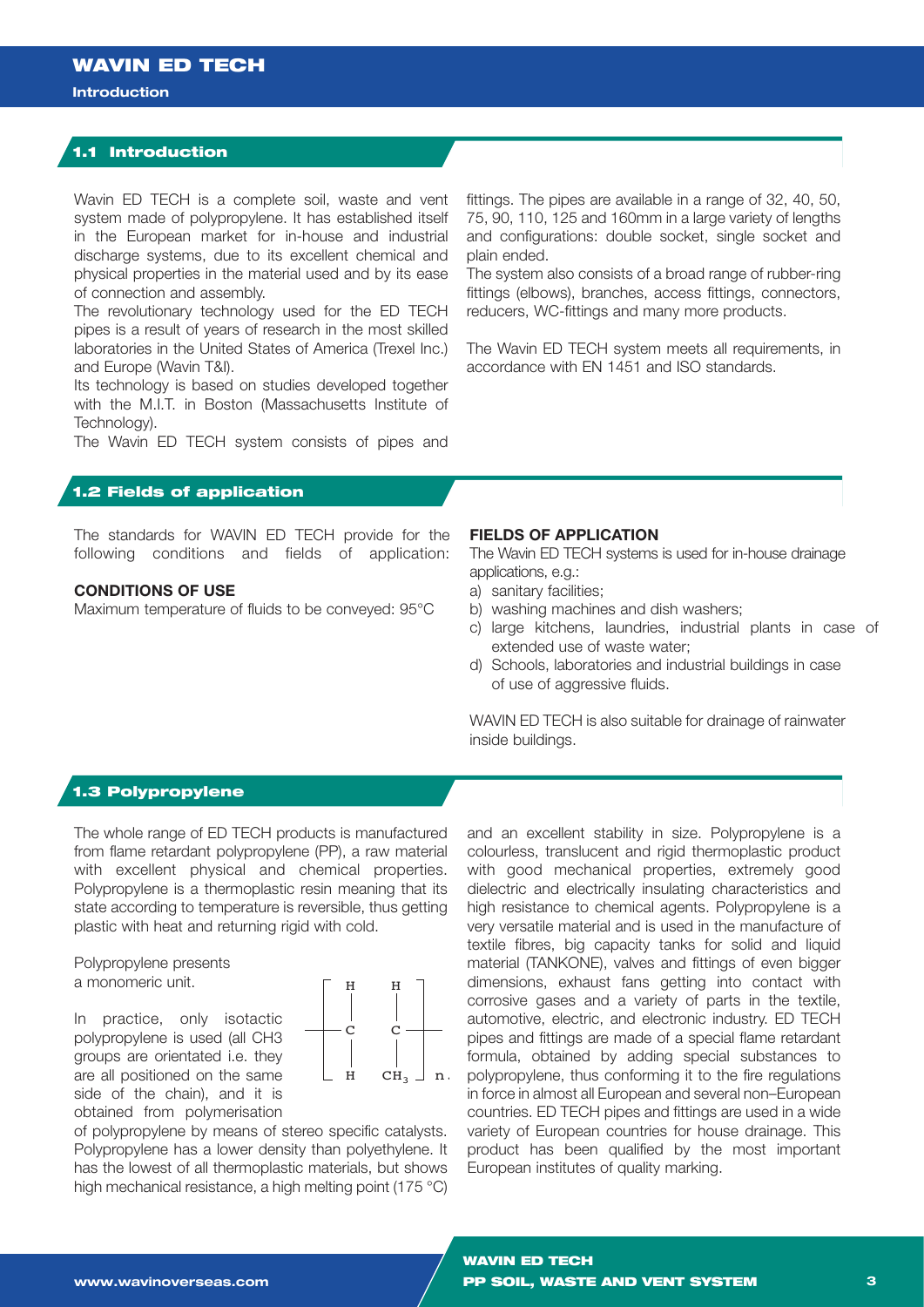## 1.1 Introduction

Wavin ED TECH is a complete soil, waste and vent system made of polypropylene. It has established itself in the European market for in-house and industrial discharge systems, due to its excellent chemical and physical properties in the material used and by its ease of connection and assembly.
The revolutionary technology used for the ED TECH pipes is a result of years of research in the most skilled laboratories in the United States of America (Trexel Inc.) and Europe (Wavin T&I).
Its technology is based on studies developed together with the M.I.T. in Boston (Massachusetts Institute of Technology).
The Wavin ED TECH system consists of pipes and fittings. The pipes are available in a range of 32, 40, 50, 75, 90, 110, 125 and 160mm in a large variety of lengths and configurations: double socket, single socket and plain ended.
The system also consists of a broad range of rubber-ring fittings (elbows), branches, access fittings, connectors, reducers, WC-fittings and many more products.

The Wavin ED TECH system meets all requirements, in accordance with EN 1451 and ISO standards.

## 1.2 Fields of application

The standards for WAVIN ED TECH provide for the following conditions and fields of application:

**CONDITIONS OF USE**
Maximum temperature of fluids to be conveyed: 95°C

**FIELDS OF APPLICATION**
The Wavin ED TECH systems is used for in-house drainage applications, e.g.:

a) sanitary facilities;
b) washing machines and dish washers;
c) large kitchens, laundries, industrial plants in case of extended use of waste water;
d) Schools, laboratories and industrial buildings in case of use of aggressive fluids.

WAVIN ED TECH is also suitable for drainage of rainwater inside buildings.

## 1.3 Polypropylene

The whole range of ED TECH products is manufactured from flame retardant polypropylene (PP), a raw material with excellent physical and chemical properties. Polypropylene is a thermoplastic resin meaning that its state according to temperature is reversible, thus getting plastic with heat and returning rigid with cold.

Polypropylene presents a monomeric unit.

$$\left[ -\underset{H}{\overset{H}{C}} - \underset{CH_3}{\overset{H}{C}} - \right]_n$$

In practice, only isotactic polypropylene is used (all CH3 groups are orientated i.e. they are all positioned on the same side of the chain), and it is obtained from polymerisation of polypropylene by means of stereo specific catalysts. Polypropylene has a lower density than polyethylene. It has the lowest of all thermoplastic materials, but shows high mechanical resistance, a high melting point (175 °C) and an excellent stability in size. Polypropylene is a colourless, translucent and rigid thermoplastic product with good mechanical properties, extremely good dielectric and electrically insulating characteristics and high resistance to chemical agents. Polypropylene is a very versatile material and is used in the manufacture of textile fibres, big capacity tanks for solid and liquid material (TANKONE), valves and fittings of even bigger dimensions, exhaust fans getting into contact with corrosive gases and a variety of parts in the textile, automotive, electric, and electronic industry. ED TECH pipes and fittings are made of a special flame retardant formula, obtained by adding special substances to polypropylene, thus conforming it to the fire regulations in force in almost all European and several non–European countries. ED TECH pipes and fittings are used in a wide variety of European countries for house drainage. This product has been qualified by the most important European institutes of quality marking.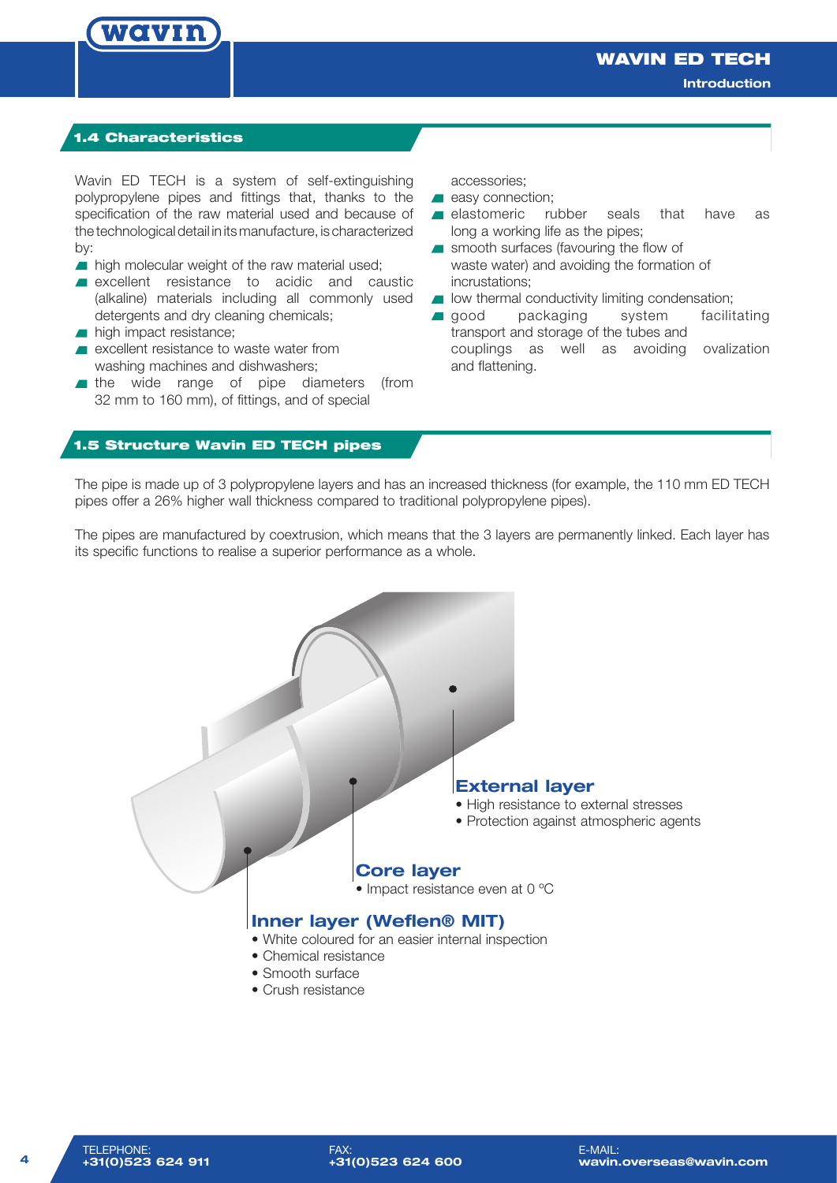## 1.4 Characteristics

Wavin ED TECH is a system of self-extinguishing polypropylene pipes and fittings that, thanks to the specification of the raw material used and because of the technological detail in its manufacture, is characterized by:

- high molecular weight of the raw material used;
- excellent resistance to acidic and caustic (alkaline) materials including all commonly used detergents and dry cleaning chemicals;
- high impact resistance;
- excellent resistance to waste water from washing machines and dishwashers;
- the wide range of pipe diameters (from 32 mm to 160 mm), of fittings, and of special accessories;
- easy connection;
- elastomeric rubber seals that have as long a working life as the pipes;
- smooth surfaces (favouring the flow of waste water) and avoiding the formation of incrustations;
- low thermal conductivity limiting condensation;
- good packaging system facilitating transport and storage of the tubes and couplings as well as avoiding ovalization and flattening.

## 1.5 Structure Wavin ED TECH pipes

The pipe is made up of 3 polypropylene layers and has an increased thickness (for example, the 110 mm ED TECH pipes offer a 26% higher wall thickness compared to traditional polypropylene pipes).

The pipes are manufactured by coextrusion, which means that the 3 layers are permanently linked. Each layer has its specific functions to realise a superior performance as a whole.

**External layer**
- High resistance to external stresses
- Protection against atmospheric agents

**Core layer**
- Impact resistance even at 0 °C

**Inner layer (Weflen® MIT)**
- White coloured for an easier internal inspection
- Chemical resistance
- Smooth surface
- Crush resistance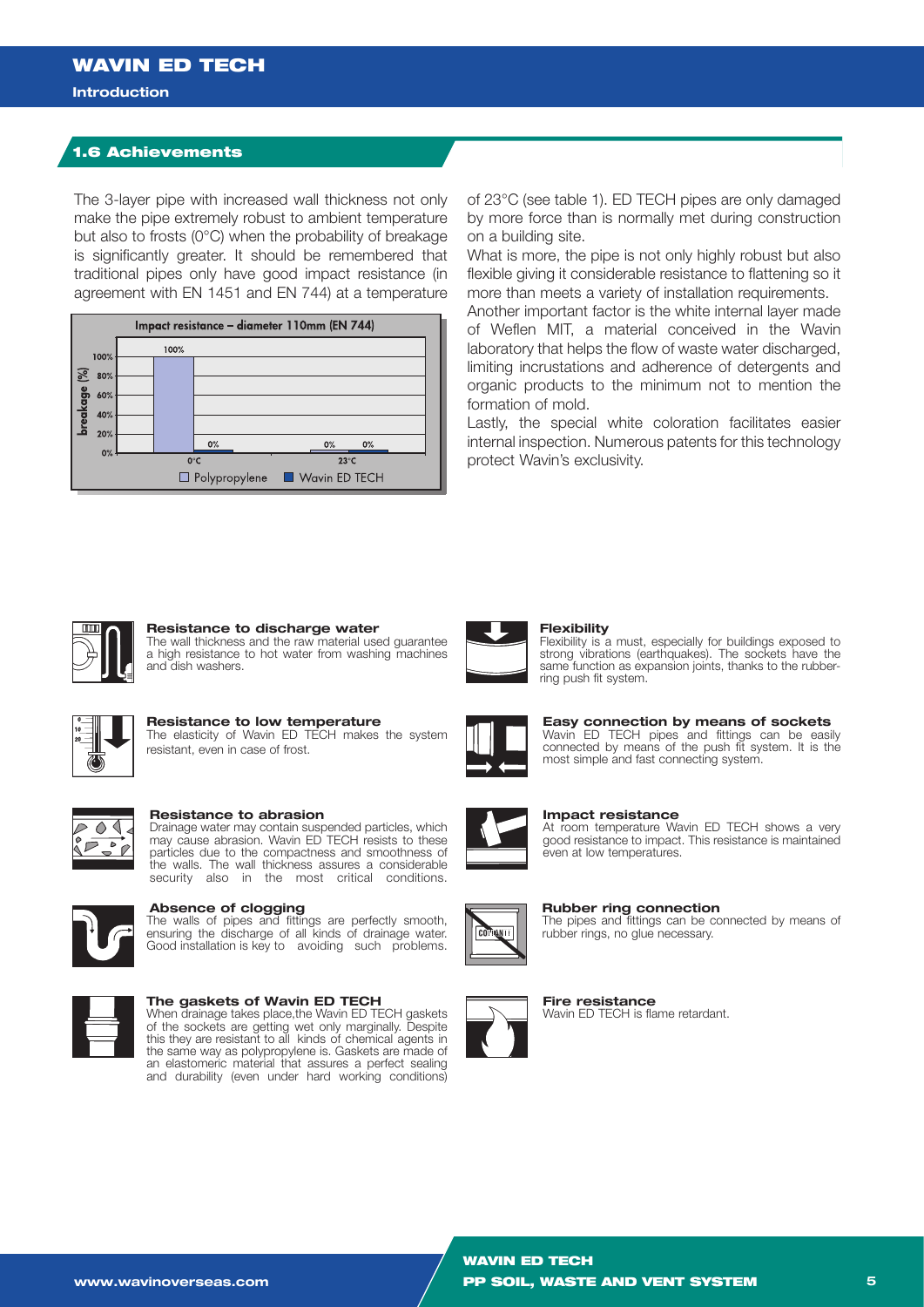## 1.6 Achievements

The 3-layer pipe with increased wall thickness not only make the pipe extremely robust to ambient temperature but also to frosts (0°C) when the probability of breakage is significantly greater. It should be remembered that traditional pipes only have good impact resistance (in agreement with EN 1451 and EN 744) at a temperature of 23°C (see table 1). ED TECH pipes are only damaged by more force than is normally met during construction on a building site.

**Impact resistance – diameter 110mm (EN 744)**

| Temperature | Polypropylene breakage (%) | Wavin ED TECH breakage (%) |
|---|---|---|
| 0°C | 100% | 0% |
| 23°C | 0% | 0% |

What is more, the pipe is not only highly robust but also flexible giving it considerable resistance to flattening so it more than meets a variety of installation requirements.

Another important factor is the white internal layer made of Weflen MIT, a material conceived in the Wavin laboratory that helps the flow of waste water discharged, limiting incrustations and adherence of detergents and organic products to the minimum not to mention the formation of mold.

Lastly, the special white coloration facilitates easier internal inspection. Numerous patents for this technology protect Wavin's exclusivity.

**Resistance to discharge water**
The wall thickness and the raw material used guarantee a high resistance to hot water from washing machines and dish washers.

**Resistance to low temperature**
The elasticity of Wavin ED TECH makes the system resistant, even in case of frost.

**Resistance to abrasion**
Drainage water may contain suspended particles, which may cause abrasion. Wavin ED TECH resists to these particles due to the compactness and smoothness of the walls. The wall thickness assures a considerable security also in the most critical conditions.

**Absence of clogging**
The walls of pipes and fittings are perfectly smooth, ensuring the discharge of all kinds of drainage water. Good installation is key to avoiding such problems.

**The gaskets of Wavin ED TECH**
When drainage takes place,the Wavin ED TECH gaskets of the sockets are getting wet only marginally. Despite this they are resistant to all kinds of chemical agents in the same way as polypropylene is. Gaskets are made of an elastomeric material that assures a perfect sealing and durability (even under hard working conditions)

**Flexibility**
Flexibility is a must, especially for buildings exposed to strong vibrations (earthquakes). The sockets have the same function as expansion joints, thanks to the rubber-ring push fit system.

**Easy connection by means of sockets**
Wavin ED TECH pipes and fittings can be easily connected by means of the push fit system. It is the most simple and fast connecting system.

**Impact resistance**
At room temperature Wavin ED TECH shows a very good resistance to impact. This resistance is maintained even at low temperatures.

**Rubber ring connection**
The pipes and fittings can be connected by means of rubber rings, no glue necessary.

**Fire resistance**
Wavin ED TECH is flame retardant.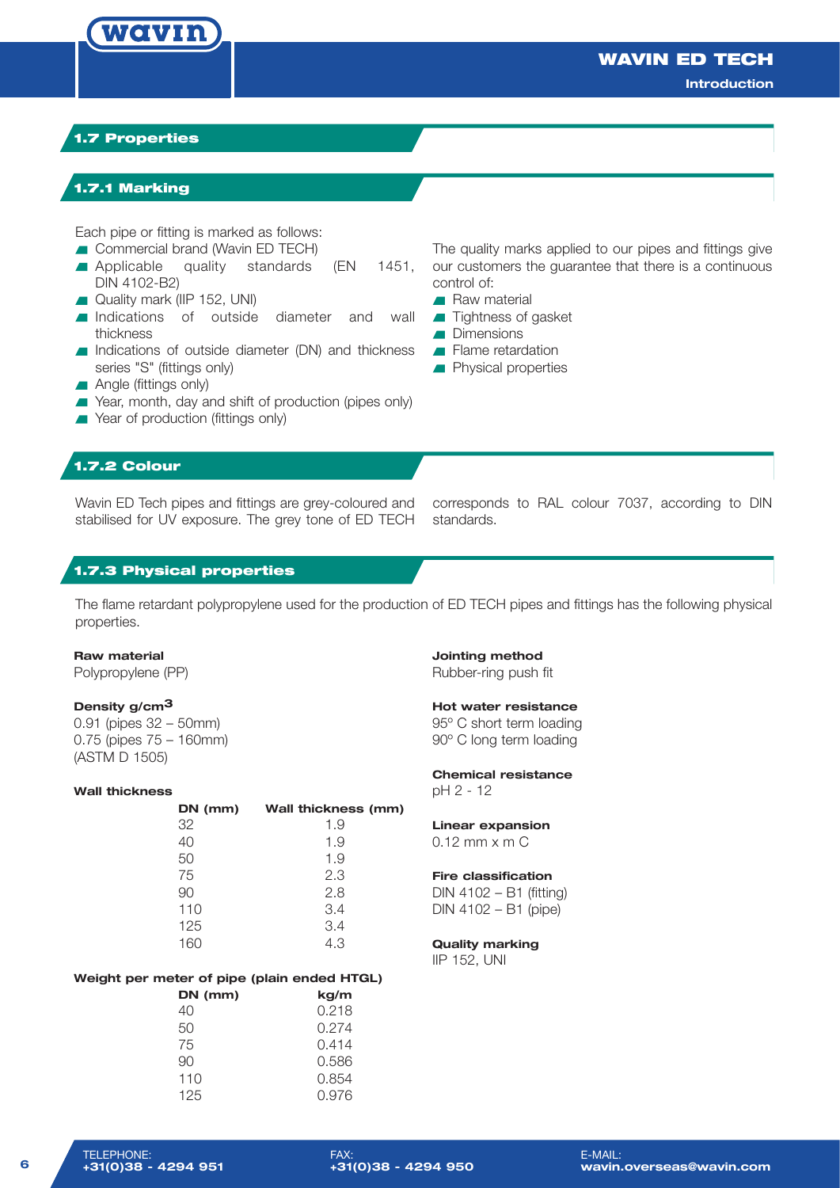## 1.7 Properties

### 1.7.1 Marking

Each pipe or fitting is marked as follows:

- Commercial brand (Wavin ED TECH)
- Applicable quality standards (EN 1451, DIN 4102-B2)
- Quality mark (IIP 152, UNI)
- Indications of outside diameter and wall thickness
- Indications of outside diameter (DN) and thickness series "S" (fittings only)
- Angle (fittings only)
- Year, month, day and shift of production (pipes only)
- Year of production (fittings only)

The quality marks applied to our pipes and fittings give our customers the guarantee that there is a continuous control of:

- Raw material
- Tightness of gasket
- Dimensions
- Flame retardation
- Physical properties

### 1.7.2 Colour

Wavin ED Tech pipes and fittings are grey-coloured and stabilised for UV exposure. The grey tone of ED TECH corresponds to RAL colour 7037, according to DIN standards.

### 1.7.3 Physical properties

The flame retardant polypropylene used for the production of ED TECH pipes and fittings has the following physical properties.

**Raw material**
Polypropylene (PP)

**Density g/cm$^3$**
0.91 (pipes 32 – 50mm)
0.75 (pipes 75 – 160mm)
(ASTM D 1505)

**Wall thickness**

| DN (mm) | Wall thickness (mm) |
|---|---|
| 32 | 1.9 |
| 40 | 1.9 |
| 50 | 1.9 |
| 75 | 2.3 |
| 90 | 2.8 |
| 110 | 3.4 |
| 125 | 3.4 |
| 160 | 4.3 |

**Weight per meter of pipe (plain ended HTGL)**

| DN (mm) | kg/m |
|---|---|
| 40 | 0.218 |
| 50 | 0.274 |
| 75 | 0.414 |
| 90 | 0.586 |
| 110 | 0.854 |
| 125 | 0.976 |

**Jointing method**
Rubber-ring push fit

**Hot water resistance**
95º C short term loading
90º C long term loading

**Chemical resistance**
pH 2 - 12

**Linear expansion**
0.12 mm x m C

**Fire classification**
DIN 4102 – B1 (fitting)
DIN 4102 – B1 (pipe)

**Quality marking**
IIP 152, UNI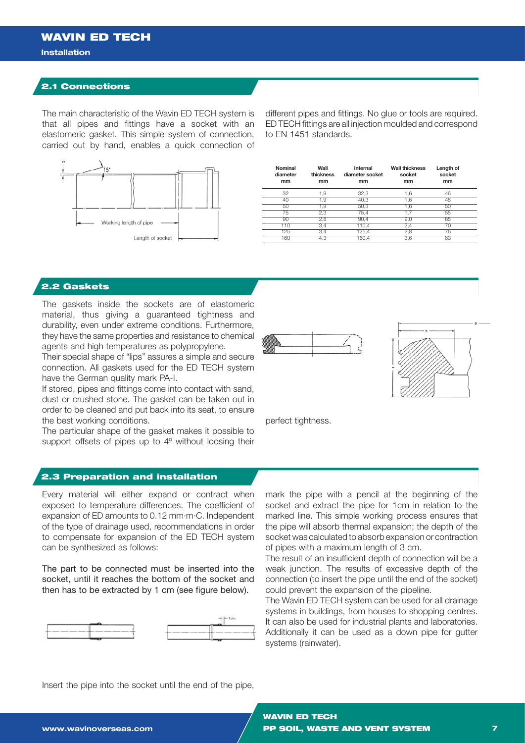## 2.1 Connections

The main characteristic of the Wavin ED TECH system is that all pipes and fittings have a socket with an elastomeric gasket. This simple system of connection, carried out by hand, enables a quick connection of different pipes and fittings. No glue or tools are required. ED TECH fittings are all injection moulded and correspond to EN 1451 standards.

| Nominal diameter mm | Wall thickness mm | Internal diameter socket mm | Wall thickness socket mm | Length of socket mm |
|---|---|---|---|---|
| 32 | 1,9 | 32,3 | 1,6 | 46 |
| 40 | 1,9 | 40,3 | 1,6 | 48 |
| 50 | 1,9 | 50,3 | 1,6 | 50 |
| 75 | 2,3 | 75,4 | 1,7 | 55 |
| 90 | 2,8 | 90,4 | 2,0 | 65 |
| 110 | 3,4 | 110,4 | 2,4 | 70 |
| 125 | 3,4 | 125,4 | 2,8 | 75 |
| 160 | 4,3 | 160,4 | 3,6 | 83 |

## 2.2 Gaskets

The gaskets inside the sockets are of elastomeric material, thus giving a guaranteed tightness and durability, even under extreme conditions. Furthermore, they have the same properties and resistance to chemical agents and high temperatures as polypropylene.

Their special shape of "lips" assures a simple and secure connection. All gaskets used for the ED TECH system have the German quality mark PA-I.

If stored, pipes and fittings come into contact with sand, dust or crushed stone. The gasket can be taken out in order to be cleaned and put back into its seat, to ensure the best working conditions.

The particular shape of the gasket makes it possible to support offsets of pipes up to 4º without loosing their perfect tightness.

## 2.3 Preparation and installation

Every material will either expand or contract when exposed to temperature differences. The coefficient of expansion of ED amounts to 0.12 mm·m·C. Independent of the type of drainage used, recommendations in order to compensate for expansion of the ED TECH system can be synthesized as follows:

The part to be connected must be inserted into the socket, until it reaches the bottom of the socket and then has to be extracted by 1 cm (see figure below).

Insert the pipe into the socket until the end of the pipe, mark the pipe with a pencil at the beginning of the socket and extract the pipe for 1cm in relation to the marked line. This simple working process ensures that the pipe will absorb thermal expansion; the depth of the socket was calculated to absorb expansion or contraction of pipes with a maximum length of 3 cm.

The result of an insufficient depth of connection will be a weak junction. The results of excessive depth of the connection (to insert the pipe until the end of the socket) could prevent the expansion of the pipeline.

The Wavin ED TECH system can be used for all drainage systems in buildings, from houses to shopping centres. It can also be used for industrial plants and laboratories. Additionally it can be used as a down pipe for gutter systems (rainwater).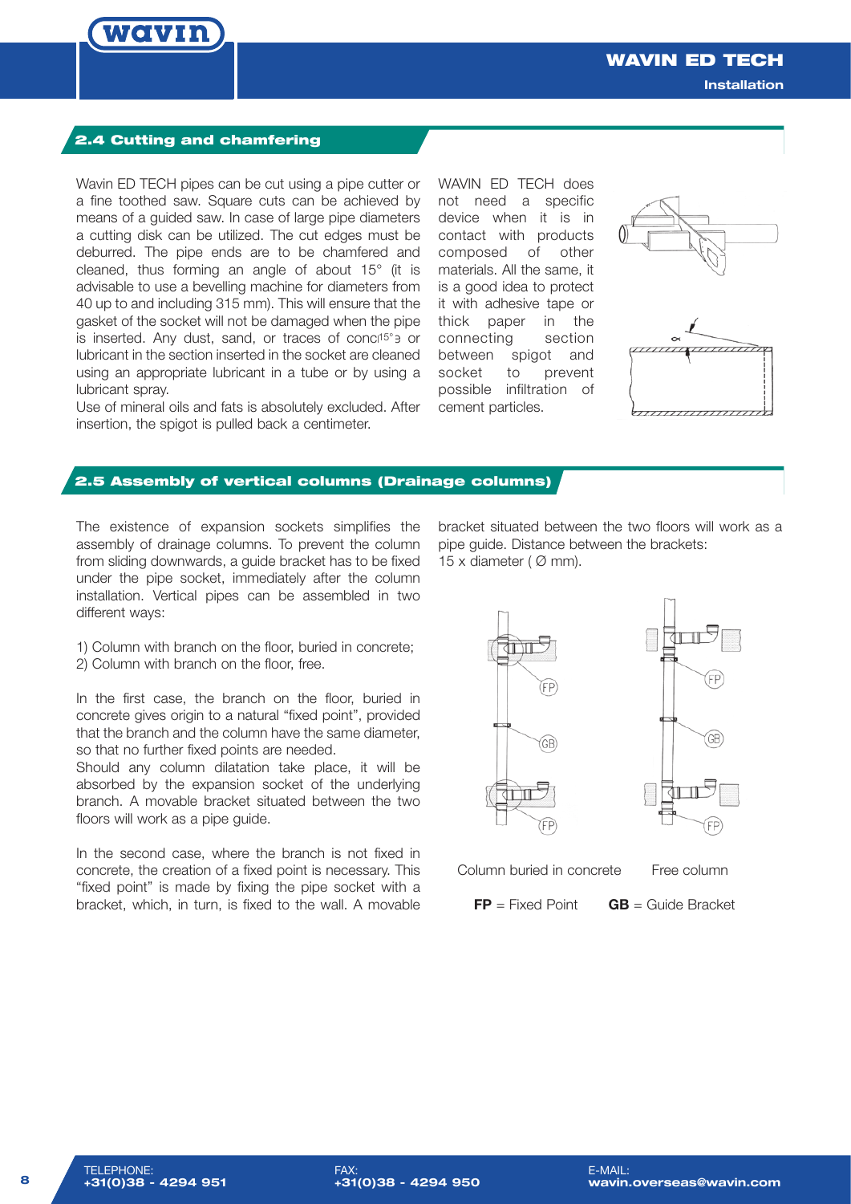## 2.4 Cutting and chamfering

Wavin ED TECH pipes can be cut using a pipe cutter or a fine toothed saw. Square cuts can be achieved by means of a guided saw. In case of large pipe diameters a cutting disk can be utilized. The cut edges must be deburred. The pipe ends are to be chamfered and cleaned, thus forming an angle of about 15° (it is advisable to use a bevelling machine for diameters from 40 up to and including 315 mm). This will ensure that the gasket of the socket will not be damaged when the pipe is inserted. Any dust, sand, or traces of conc15°e or lubricant in the section inserted in the socket are cleaned using an appropriate lubricant in a tube or by using a lubricant spray.

Use of mineral oils and fats is absolutely excluded. After insertion, the spigot is pulled back a centimeter.

WAVIN ED TECH does not need a specific device when it is in contact with products composed of other materials. All the same, it is a good idea to protect it with adhesive tape or thick paper in the connecting section between spigot and socket to prevent possible infiltration of cement particles.

## 2.5 Assembly of vertical columns (Drainage columns)

The existence of expansion sockets simplifies the assembly of drainage columns. To prevent the column from sliding downwards, a guide bracket has to be fixed under the pipe socket, immediately after the column installation. Vertical pipes can be assembled in two different ways:

1) Column with branch on the floor, buried in concrete;
2) Column with branch on the floor, free.

In the first case, the branch on the floor, buried in concrete gives origin to a natural "fixed point", provided that the branch and the column have the same diameter, so that no further fixed points are needed.

Should any column dilatation take place, it will be absorbed by the expansion socket of the underlying branch. A movable bracket situated between the two floors will work as a pipe guide.

In the second case, where the branch is not fixed in concrete, the creation of a fixed point is necessary. This "fixed point" is made by fixing the pipe socket with a bracket, which, in turn, is fixed to the wall. A movable bracket situated between the two floors will work as a pipe guide. Distance between the brackets: 15 x diameter ( Ø mm).

Column buried in concrete    Free column

**FP** = Fixed Point    **GB** = Guide Bracket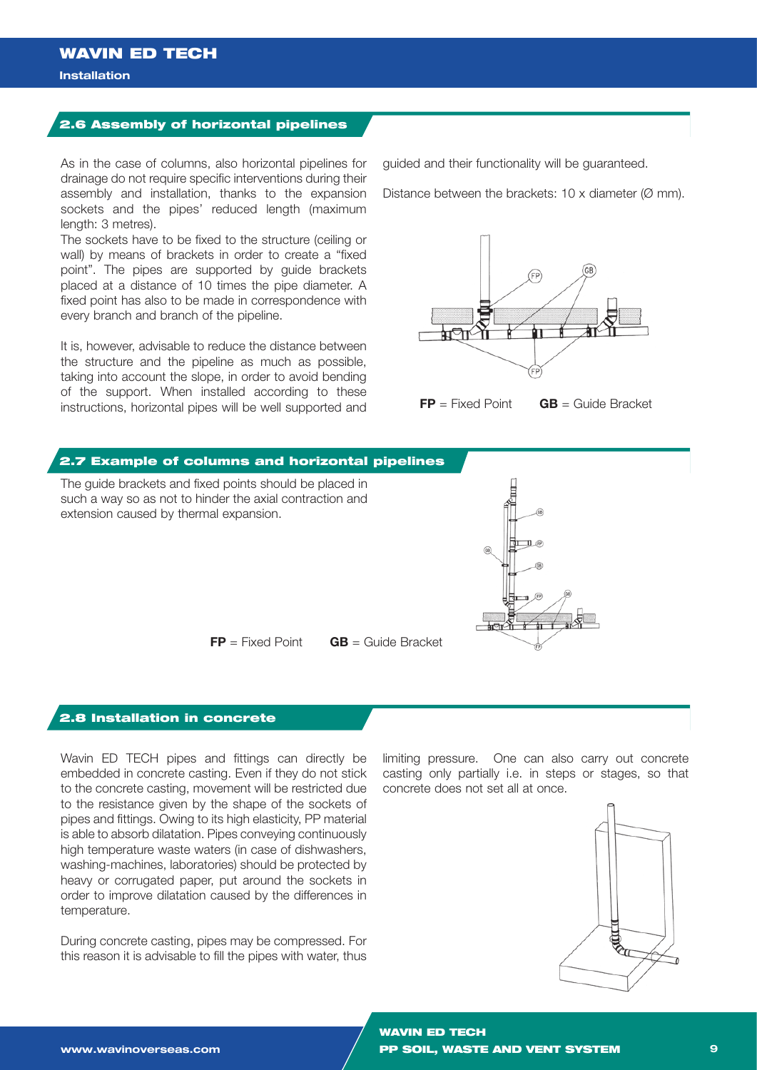## 2.6 Assembly of horizontal pipelines

As in the case of columns, also horizontal pipelines for drainage do not require specific interventions during their assembly and installation, thanks to the expansion sockets and the pipes' reduced length (maximum length: 3 metres).

The sockets have to be fixed to the structure (ceiling or wall) by means of brackets in order to create a "fixed point". The pipes are supported by guide brackets placed at a distance of 10 times the pipe diameter. A fixed point has also to be made in correspondence with every branch and branch of the pipeline.

It is, however, advisable to reduce the distance between the structure and the pipeline as much as possible, taking into account the slope, in order to avoid bending of the support. When installed according to these instructions, horizontal pipes will be well supported and guided and their functionality will be guaranteed.

Distance between the brackets: 10 x diameter (Ø mm).

**FP** = Fixed Point **GB** = Guide Bracket

## 2.7 Example of columns and horizontal pipelines

The guide brackets and fixed points should be placed in such a way so as not to hinder the axial contraction and extension caused by thermal expansion.

**FP** = Fixed Point **GB** = Guide Bracket

## 2.8 Installation in concrete

Wavin ED TECH pipes and fittings can directly be embedded in concrete casting. Even if they do not stick to the concrete casting, movement will be restricted due to the resistance given by the shape of the sockets of pipes and fittings. Owing to its high elasticity, PP material is able to absorb dilatation. Pipes conveying continuously high temperature waste waters (in case of dishwashers, washing-machines, laboratories) should be protected by heavy or corrugated paper, put around the sockets in order to improve dilatation caused by the differences in temperature.

During concrete casting, pipes may be compressed. For this reason it is advisable to fill the pipes with water, thus limiting pressure. One can also carry out concrete casting only partially i.e. in steps or stages, so that concrete does not set all at once.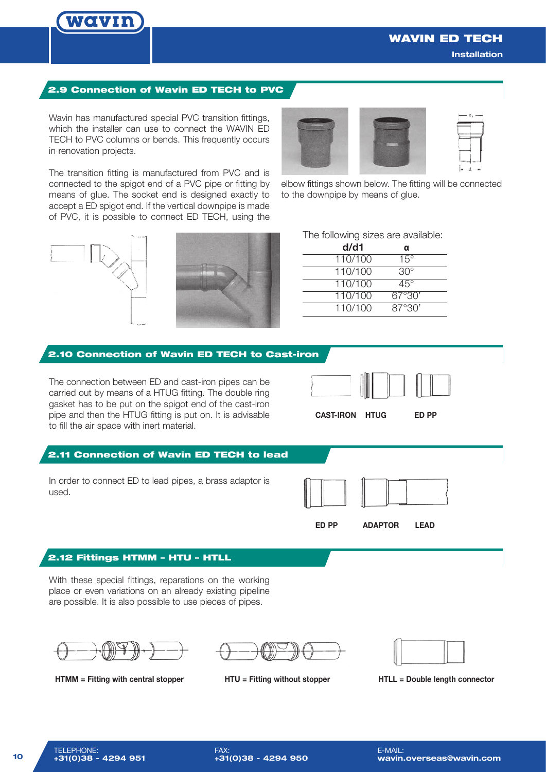## 2.9 Connection of Wavin ED TECH to PVC

Wavin has manufactured special PVC transition fittings, which the installer can use to connect the WAVIN ED TECH to PVC columns or bends. This frequently occurs in renovation projects.

The transition fitting is manufactured from PVC and is connected to the spigot end of a PVC pipe or fitting by means of glue. The socket end is designed exactly to accept a ED spigot end. If the vertical downpipe is made of PVC, it is possible to connect ED TECH, using the elbow fittings shown below. The fitting will be connected to the downpipe by means of glue.

The following sizes are available:

| d/d1 | α |
|---|---|
| 110/100 | 15° |
| 110/100 | 30° |
| 110/100 | 45° |
| 110/100 | 67°30' |
| 110/100 | 87°30' |

## 2.10 Connection of Wavin ED TECH to Cast-iron

The connection between ED and cast-iron pipes can be carried out by means of a HTUG fitting. The double ring gasket has to be put on the spigot end of the cast-iron pipe and then the HTUG fitting is put on. It is advisable to fill the air space with inert material.

CAST-IRON HTUG ED PP

## 2.11 Connection of Wavin ED TECH to lead

In order to connect ED to lead pipes, a brass adaptor is used.

ED PP ADAPTOR LEAD

## 2.12 Fittings HTMM – HTU – HTLL

With these special fittings, reparations on the working place or even variations on an already existing pipeline are possible. It is also possible to use pieces of pipes.

**HTMM = Fitting with central stopper**

**HTU = Fitting without stopper**

**HTLL = Double length connector**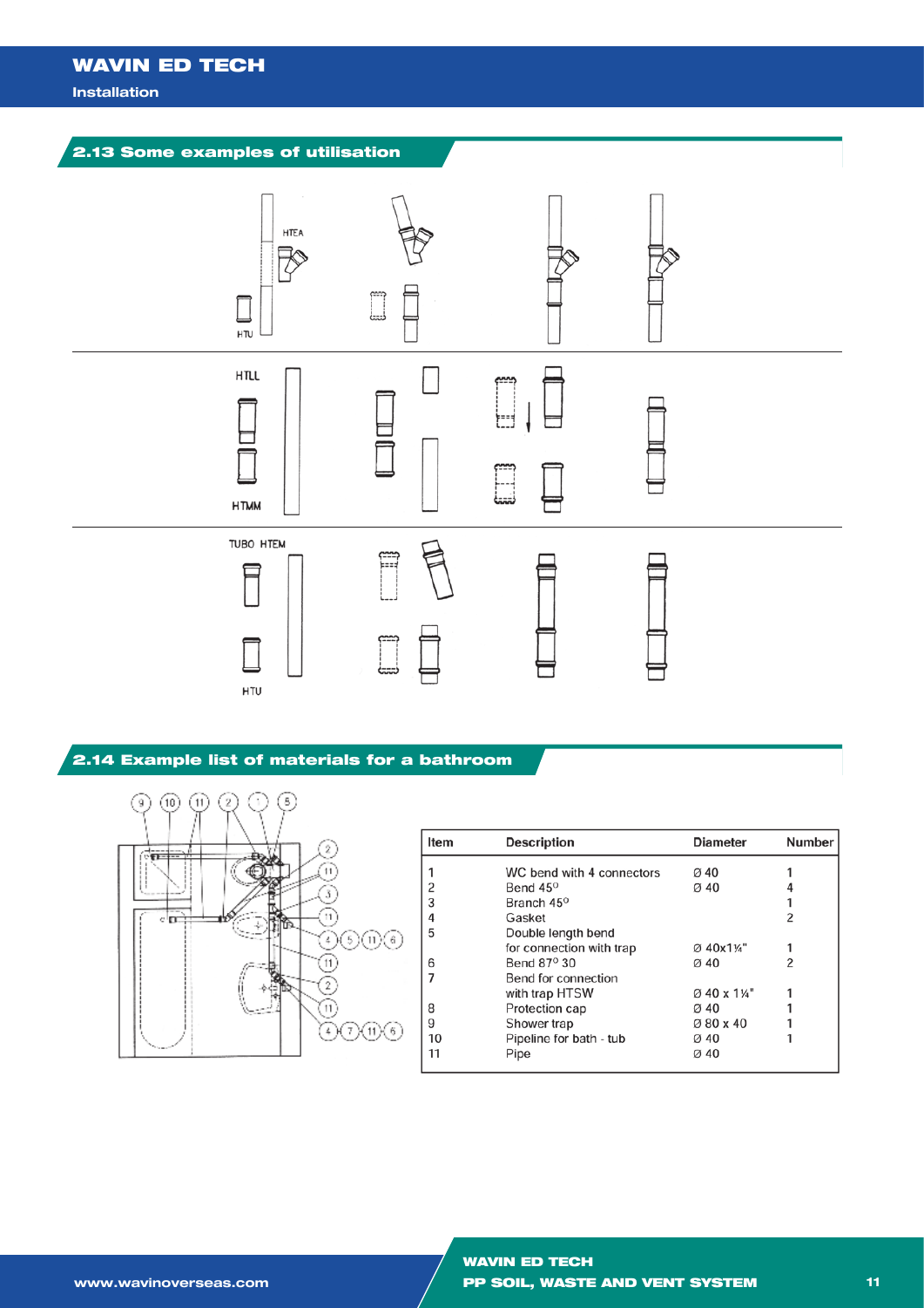## 2.13 Some examples of utilisation

HTEA

HTU

HTLL

HTMM

TUBO HTEM

HTU

## 2.14 Example list of materials for a bathroom

| Item | Description | Diameter | Number |
|---|---|---|---|
| 1 | WC bend with 4 connectors | Ø 40 | 1 |
| 2 | Bend 45° | Ø 40 | 4 |
| 3 | Branch 45° | | 1 |
| 4 | Gasket | | 2 |
| 5 | Double length bend for connection with trap | Ø 40x1¼" | 1 |
| 6 | Bend 87° 30 | Ø 40 | 2 |
| 7 | Bend for connection with trap HTSW | Ø 40 x 1¼" | 1 |
| 8 | Protection cap | Ø 40 | 1 |
| 9 | Shower trap | Ø 80 x 40 | 1 |
| 10 | Pipeline for bath - tub | Ø 40 | 1 |
| 11 | Pipe | Ø 40 | |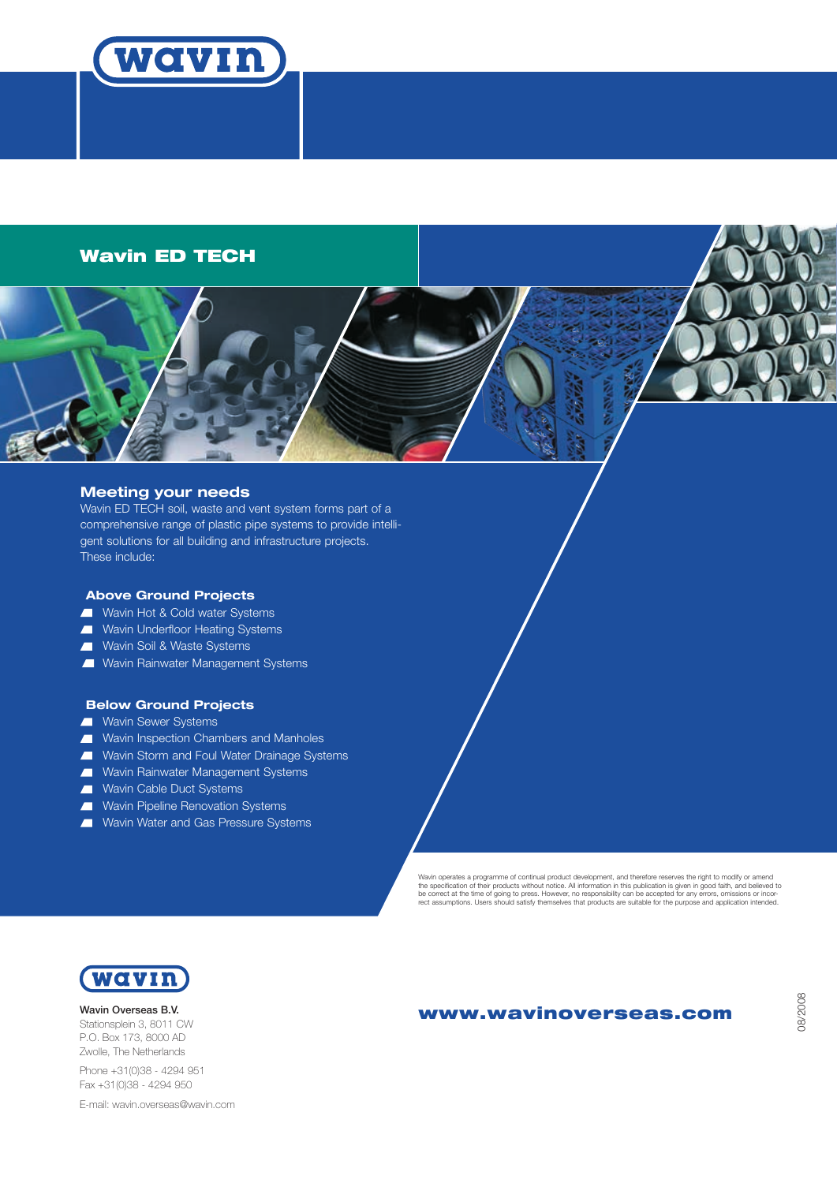## Wavin ED TECH

### Meeting your needs

Wavin ED TECH soil, waste and vent system forms part of a comprehensive range of plastic pipe systems to provide intelligent solutions for all building and infrastructure projects. These include:

#### Above Ground Projects

- Wavin Hot & Cold water Systems
- Wavin Underfloor Heating Systems
- Wavin Soil & Waste Systems
- Wavin Rainwater Management Systems

#### Below Ground Projects

- Wavin Sewer Systems
- Wavin Inspection Chambers and Manholes
- Wavin Storm and Foul Water Drainage Systems
- Wavin Rainwater Management Systems
- Wavin Cable Duct Systems
- Wavin Pipeline Renovation Systems
- Wavin Water and Gas Pressure Systems

Wavin operates a programme of continual product development, and therefore reserves the right to modify or amend the specification of their products without notice. All information in this publication is given in good faith, and believed to be correct at the time of going to press. However, no responsibility can be accepted for any errors, omissions or incorrect assumptions. Users should satisfy themselves that products are suitable for the purpose and application intended.

**Wavin Overseas B.V.**
Stationsplein 3, 8011 CW
P.O. Box 173, 8000 AD
Zwolle, The Netherlands

Phone +31(0)38 - 4294 951
Fax +31(0)38 - 4294 950

E-mail: wavin.overseas@wavin.com

**www.wavinoverseas.com**

08/2008